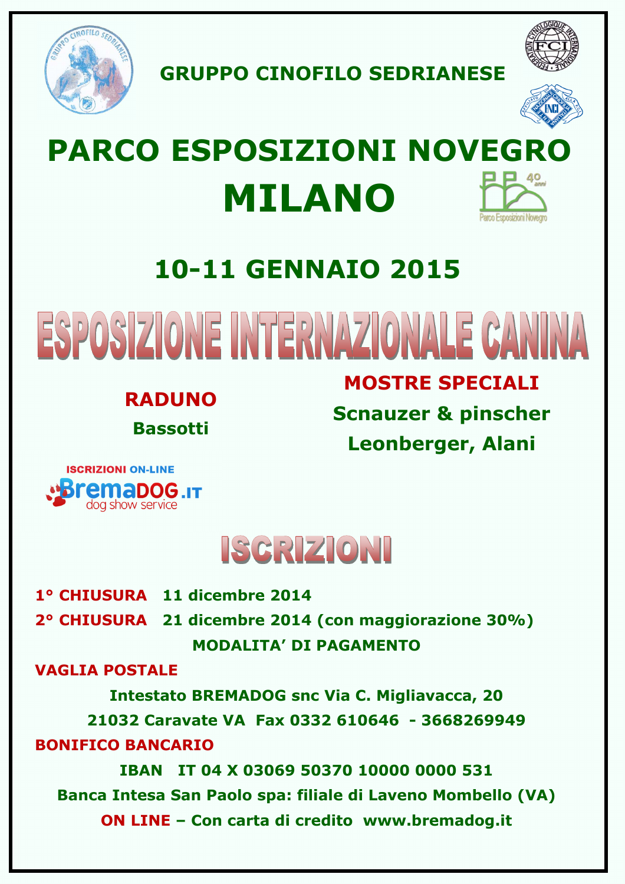## GRUPPO CINOFILO SEDRIANESE

# PARCO ESPOSIZIONI NOVEGRO

# MILANO

## 10-11 GENNAIO 2015

# ESPOSIZIONE INTERNAZIONALE CANINA

**RADUNO**

**Bassotti**

**MOSTRE SPECIALI**

**Scnauzer & pinscher**

**Leonberger, Alani**

ISCRIZIONI ON-LINE

BremaDOG.IT dog show service

# ISCRIZIONI

**1° CHIUSURA** 11 dicembre 2014

**2° CHIUSURA** 21 dicembre 2014 (con maggiorazione 30%)

**MODALITA' DI PAGAMENTO**

**VAGLIA POSTALE**

Intestato BREMADOG snc Via C. Migliavacca, 20

21032 Caravate VA Fax 0332 610646 - 3668269949

**BONIFICO BANCARIO**

IBAN IT 04 X 03069 50370 10000 0000 531

Banca Intesa San Paolo spa: filiale di Laveno Mombello (VA)

**ON LINE** – Con carta di credito www.bremadog.it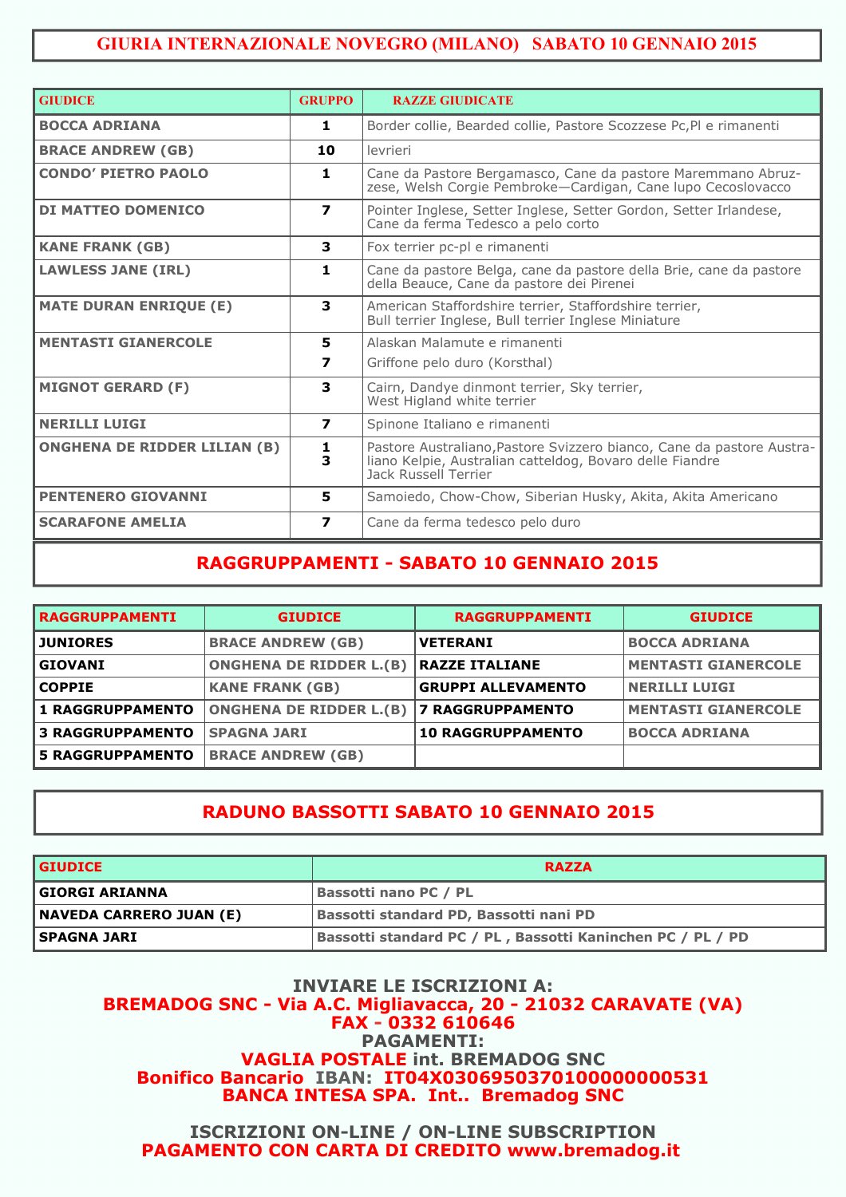# GIURIA INTERNAZIONALE NOVEGRO (MILANO) SABATO 10 GENNAIO 2015

| GIUDICE | GRUPPO | RAZZE GIUDICATE |
|---|---|---|
| BOCCA ADRIANA | 1 | Border collie, Bearded collie, Pastore Scozzese Pc,Pl e rimanenti |
| BRACE ANDREW (GB) | 10 | levrieri |
| CONDO' PIETRO PAOLO | 1 | Cane da Pastore Bergamasco, Cane da pastore Maremmano Abruzzese, Welsh Corgie Pembroke—Cardigan, Cane lupo Cecoslovacco |
| DI MATTEO DOMENICO | 7 | Pointer Inglese, Setter Inglese, Setter Gordon, Setter Irlandese, Cane da ferma Tedesco a pelo corto |
| KANE FRANK (GB) | 3 | Fox terrier pc-pl e rimanenti |
| LAWLESS JANE (IRL) | 1 | Cane da pastore Belga, cane da pastore della Brie, cane da pastore della Beauce, Cane da pastore dei Pirenei |
| MATE DURAN ENRIQUE (E) | 3 | American Staffordshire terrier, Staffordshire terrier, Bull terrier Inglese, Bull terrier Inglese Miniature |
| MENTASTI GIANERCOLE | 5 | Alaskan Malamute e rimanenti |
| | 7 | Griffone pelo duro (Korsthal) |
| MIGNOT GERARD (F) | 3 | Cairn, Dandye dinmont terrier, Sky terrier, West Higland white terrier |
| NERILLI LUIGI | 7 | Spinone Italiano e rimanenti |
| ONGHENA DE RIDDER LILIAN (B) | 1<br>3 | Pastore Australiano,Pastore Svizzero bianco, Cane da pastore Australiano Kelpie, Australian catteldog, Bovaro delle Fiandre<br>Jack Russell Terrier |
| PENTENERO GIOVANNI | 5 | Samoiedo, Chow-Chow, Siberian Husky, Akita, Akita Americano |
| SCARAFONE AMELIA | 7 | Cane da ferma tedesco pelo duro |

## RAGGRUPPAMENTI - SABATO 10 GENNAIO 2015

| RAGGRUPPAMENTI | GIUDICE | RAGGRUPPAMENTI | GIUDICE |
|---|---|---|---|
| JUNIORES | BRACE ANDREW (GB) | VETERANI | BOCCA ADRIANA |
| GIOVANI | ONGHENA DE RIDDER L.(B) | RAZZE ITALIANE | MENTASTI GIANERCOLE |
| COPPIE | KANE FRANK (GB) | GRUPPI ALLEVAMENTO | NERILLI LUIGI |
| 1 RAGGRUPPAMENTO | ONGHENA DE RIDDER L.(B) | 7 RAGGRUPPAMENTO | MENTASTI GIANERCOLE |
| 3 RAGGRUPPAMENTO | SPAGNA JARI | 10 RAGGRUPPAMENTO | BOCCA ADRIANA |
| 5 RAGGRUPPAMENTO | BRACE ANDREW (GB) | | |

## RADUNO BASSOTTI SABATO 10 GENNAIO 2015

| GIUDICE | RAZZA |
|---|---|
| GIORGI ARIANNA | Bassotti nano PC / PL |
| NAVEDA CARRERO JUAN (E) | Bassotti standard PD, Bassotti nani PD |
| SPAGNA JARI | Bassotti standard PC / PL , Bassotti Kaninchen PC / PL / PD |

**INVIARE LE ISCRIZIONI A:**
**BREMADOG SNC - Via A.C. Migliavacca, 20 - 21032 CARAVATE (VA)**
**FAX - 0332 610646**
**PAGAMENTI:**
**VAGLIA POSTALE int. BREMADOG SNC**
**Bonifico Bancario IBAN: IT04X0306950370100000000531**
**BANCA INTESA SPA. Int.. Bremadog SNC**

**ISCRIZIONI ON-LINE / ON-LINE SUBSCRIPTION**
**PAGAMENTO CON CARTA DI CREDITO www.bremadog.it**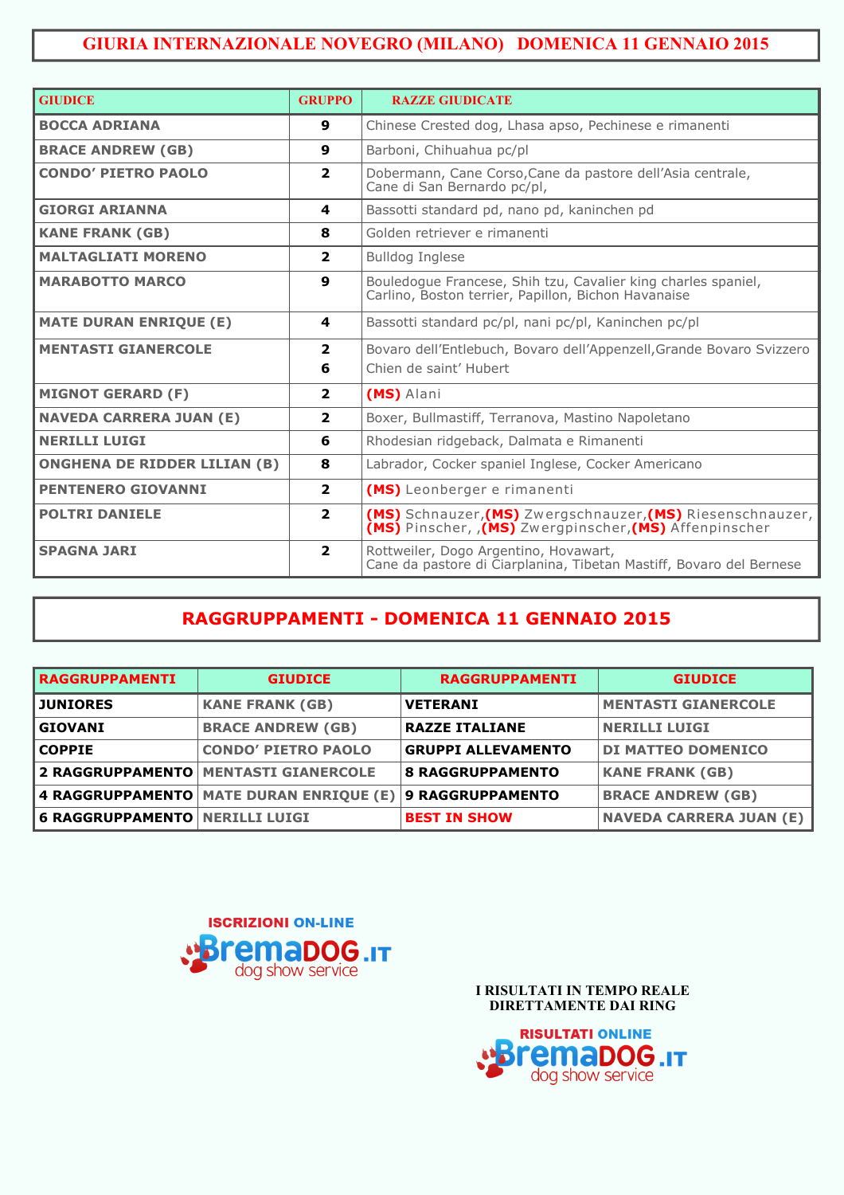# GIURIA INTERNAZIONALE NOVEGRO (MILANO) DOMENICA 11 GENNAIO 2015

| GIUDICE | GRUPPO | RAZZE GIUDICATE |
|---|---|---|
| BOCCA ADRIANA | 9 | Chinese Crested dog, Lhasa apso, Pechinese e rimanenti |
| BRACE ANDREW (GB) | 9 | Barboni, Chihuahua pc/pl |
| CONDO' PIETRO PAOLO | 2 | Dobermann, Cane Corso,Cane da pastore dell'Asia centrale, Cane di San Bernardo pc/pl, |
| GIORGI ARIANNA | 4 | Bassotti standard pd, nano pd, kaninchen pd |
| KANE FRANK (GB) | 8 | Golden retriever e rimanenti |
| MALTAGLIATI MORENO | 2 | Bulldog Inglese |
| MARABOTTO MARCO | 9 | Bouledogue Francese, Shih tzu, Cavalier king charles spaniel, Carlino, Boston terrier, Papillon, Bichon Havanaise |
| MATE DURAN ENRIQUE (E) | 4 | Bassotti standard pc/pl, nani pc/pl, Kaninchen pc/pl |
| MENTASTI GIANERCOLE | 2<br>6 | Bovaro dell'Entlebuch, Bovaro dell'Appenzell,Grande Bovaro Svizzero<br>Chien de saint' Hubert |
| MIGNOT GERARD (F) | 2 | **(MS)** Alani |
| NAVEDA CARRERA JUAN (E) | 2 | Boxer, Bullmastiff, Terranova, Mastino Napoletano |
| NERILLI LUIGI | 6 | Rhodesian ridgeback, Dalmata e Rimanenti |
| ONGHENA DE RIDDER LILIAN (B) | 8 | Labrador, Cocker spaniel Inglese, Cocker Americano |
| PENTENERO GIOVANNI | 2 | **(MS)** Leonberger e rimanenti |
| POLTRI DANIELE | 2 | **(MS)** Schnauzer,**(MS)** Zwergschnauzer,**(MS)** Riesenschnauzer, **(MS)** Pinscher, ,**(MS)** Zwergpinscher,**(MS)** Affenpinscher |
| SPAGNA JARI | 2 | Rottweiler, Dogo Argentino, Hovawart, Cane da pastore di Ciarplanina, Tibetan Mastiff, Bovaro del Bernese |

# RAGGRUPPAMENTI - DOMENICA 11 GENNAIO 2015

| RAGGRUPPAMENTI | GIUDICE | RAGGRUPPAMENTI | GIUDICE |
|---|---|---|---|
| JUNIORES | KANE FRANK (GB) | VETERANI | MENTASTI GIANERCOLE |
| GIOVANI | BRACE ANDREW (GB) | RAZZE ITALIANE | NERILLI LUIGI |
| COPPIE | CONDO' PIETRO PAOLO | GRUPPI ALLEVAMENTO | DI MATTEO DOMENICO |
| 2 RAGGRUPPAMENTO | MENTASTI GIANERCOLE | 8 RAGGRUPPAMENTO | KANE FRANK (GB) |
| 4 RAGGRUPPAMENTO | MATE DURAN ENRIQUE (E) | 9 RAGGRUPPAMENTO | BRACE ANDREW (GB) |
| 6 RAGGRUPPAMENTO | NERILLI LUIGI | BEST IN SHOW | NAVEDA CARRERA JUAN (E) |

ISCRIZIONI ON-LINE
BremaDOG.IT
dog show service

I RISULTATI IN TEMPO REALE
DIRETTAMENTE DAI RING

RISULTATI ONLINE
BremaDOG.IT
dog show service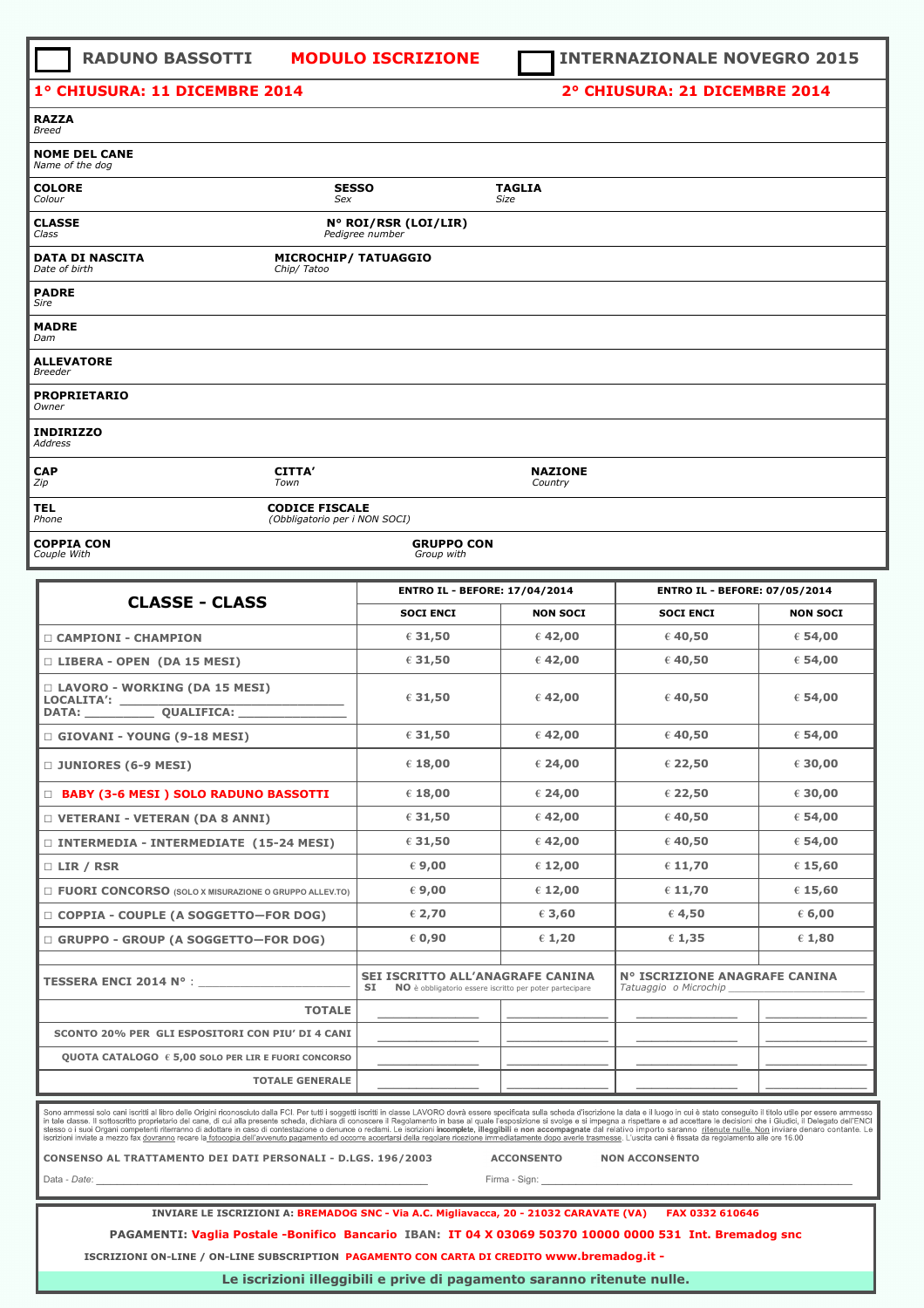☐ **RADUNO BASSOTTI** **MODULO ISCRIZIONE** ☐ **INTERNAZIONALE NOVEGRO 2015**

**1° CHIUSURA: 11 DICEMBRE 2014** **2° CHIUSURA: 21 DICEMBRE 2014**

| | | |
|---|---|---|
| **RAZZA** *Breed* | | |
| **NOME DEL CANE** *Name of the dog* | | |
| **COLORE** *Colour* | **SESSO** *Sex* | **TAGLIA** *Size* |
| **CLASSE** *Class* | **N° ROI/RSR (LOI/LIR)** *Pedigree number* | |
| **DATA DI NASCITA** *Date of birth* | **MICROCHIP/ TATUAGGIO** *Chip/ Tatoo* | |
| **PADRE** *Sire* | | |
| **MADRE** *Dam* | | |
| **ALLEVATORE** *Breeder* | | |
| **PROPRIETARIO** *Owner* | | |
| **INDIRIZZO** *Address* | | |
| **CAP** *Zip* | **CITTA'** *Town* | **NAZIONE** *Country* |
| **TEL** *Phone* | **CODICE FISCALE** *(Obbligatorio per i NON SOCI)* | |
| **COPPIA CON** *Couple With* | **GRUPPO CON** *Group with* | |

| **CLASSE - CLASS** | **ENTRO IL - BEFORE: 17/04/2014** | | **ENTRO IL - BEFORE: 07/05/2014** | |
|---|---|---|---|---|
| | **SOCI ENCI** | **NON SOCI** | **SOCI ENCI** | **NON SOCI** |
| ☐ CAMPIONI - CHAMPION | € 31,50 | € 42,00 | € 40,50 | € 54,00 |
| ☐ LIBERA - OPEN (DA 15 MESI) | € 31,50 | € 42,00 | € 40,50 | € 54,00 |
| ☐ LAVORO - WORKING (DA 15 MESI) LOCALITA': ____ DATA: ____ QUALIFICA: ____ | € 31,50 | € 42,00 | € 40,50 | € 54,00 |
| ☐ GIOVANI - YOUNG (9-18 MESI) | € 31,50 | € 42,00 | € 40,50 | € 54,00 |
| ☐ JUNIORES (6-9 MESI) | € 18,00 | € 24,00 | € 22,50 | € 30,00 |
| ☐ **BABY (3-6 MESI ) SOLO RADUNO BASSOTTI** | € 18,00 | € 24,00 | € 22,50 | € 30,00 |
| ☐ VETERANI - VETERAN (DA 8 ANNI) | € 31,50 | € 42,00 | € 40,50 | € 54,00 |
| ☐ INTERMEDIA - INTERMEDIATE (15-24 MESI) | € 31,50 | € 42,00 | € 40,50 | € 54,00 |
| ☐ LIR / RSR | € 9,00 | € 12,00 | € 11,70 | € 15,60 |
| ☐ FUORI CONCORSO (SOLO X MISURAZIONE O GRUPPO ALLEV.TO) | € 9,00 | € 12,00 | € 11,70 | € 15,60 |
| ☐ COPPIA - COUPLE (A SOGGETTO—FOR DOG) | € 2,70 | € 3,60 | € 4,50 | € 6,00 |
| ☐ GRUPPO - GROUP (A SOGGETTO—FOR DOG) | € 0,90 | € 1,20 | € 1,35 | € 1,80 |
| | | | | |
| TESSERA ENCI 2014 N° : ____ | SEI ISCRITTO ALL'ANAGRAFE CANINA SI NO è obbligatorio essere iscritto per poter partecipare | | N° ISCRIZIONE ANAGRAFE CANINA *Tatuaggio o Microchip* ____ | |
| **TOTALE** | ____ | ____ | ____ | ____ |
| SCONTO 20% PER GLI ESPOSITORI CON PIU' DI 4 CANI | ____ | ____ | ____ | ____ |
| QUOTA CATALOGO € 5,00 SOLO PER LIR E FUORI CONCORSO | ____ | ____ | ____ | ____ |
| **TOTALE GENERALE** | ____ | ____ | ____ | ____ |

Sono ammessi solo cani iscritti al libro delle Origini riconosciuto dalla FCI. Per tutti i soggetti iscritti in classe LAVORO dovrà essere specificata sulla scheda d'iscrizione la data e il luogo in cui è stato conseguito il titolo utile per essere ammesso in tale classe. Il sottoscritto proprietario del cane, di cui alla presente scheda, dichiara di conoscere il Regolamento in base al quale l'esposizione si svolge e si impegna a rispettare e ad accettare le decisioni che i Giudici, il Delegato dell'ENCI stesso o i suoi Organi competenti riterranno di adottare in caso di contestazione o denunce o reclami. Le iscrizioni **incomplete, illeggibili** e **non accompagnate** dal relativo importo saranno ritenute nulle. Non inviare denaro contante. Le iscrizioni inviate a mezzo fax dovranno recare la fotocopia dell'avvenuto pagamento ed occorre accertarsi della regolare ricezione immediatamente dopo averle trasmesse. L'uscita cani è fissata da regolamento alle ore 16.00

**CONSENSO AL TRATTAMENTO DEI DATI PERSONALI - D.LGS. 196/2003** **ACCONSENTO** **NON ACCONSENTO**

Data - *Date*: ____ Firma - *Sign*: ____

**INVIARE LE ISCRIZIONI A: BREMADOG SNC - Via A.C. Migliavacca, 20 - 21032 CARAVATE (VA) FAX 0332 610646**

**PAGAMENTI: Vaglia Postale -Bonifico Bancario IBAN: IT 04 X 03069 50370 10000 0000 531 Int. Bremadog snc**

**ISCRIZIONI ON-LINE / ON-LINE SUBSCRIPTION PAGAMENTO CON CARTA DI CREDITO www.bremadog.it -**

**Le iscrizioni illeggibili e prive di pagamento saranno ritenute nulle.**